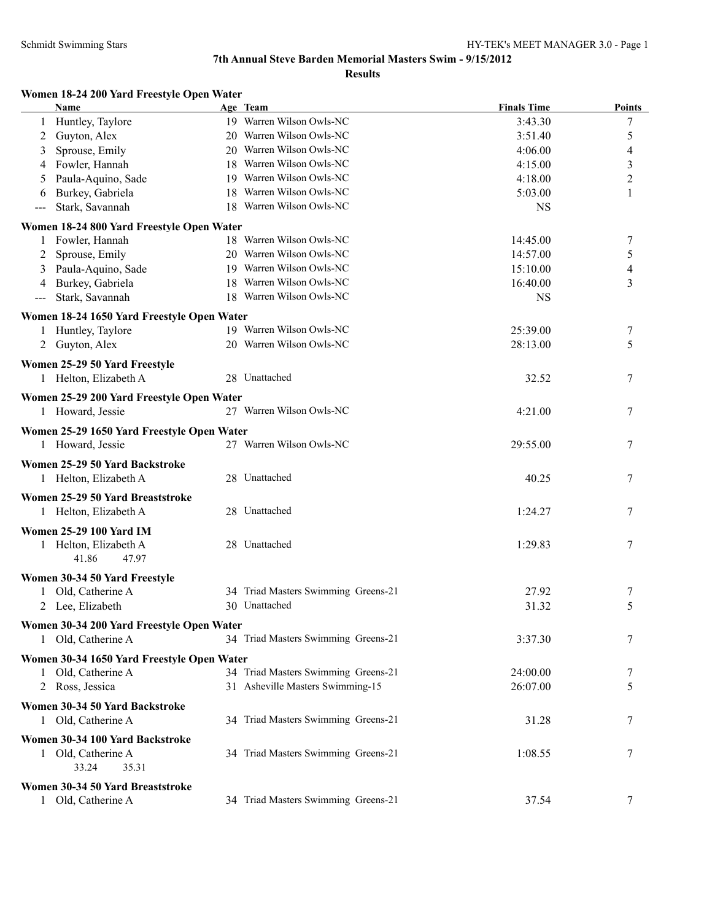# 7th Annual Steve Barden Memorial Masters Swim - 9/15/2012

## Results

### Women 18-24 200 Yard Freestyle Open Water

| | Name | Age | Team | Finals Time | Points |
|---|---|---|---|---|---|
| 1 | Huntley, Taylore | 19 | Warren Wilson Owls-NC | 3:43.30 | 7 |
| 2 | Guyton, Alex | 20 | Warren Wilson Owls-NC | 3:51.40 | 5 |
| 3 | Sprouse, Emily | 20 | Warren Wilson Owls-NC | 4:06.00 | 4 |
| 4 | Fowler, Hannah | 18 | Warren Wilson Owls-NC | 4:15.00 | 3 |
| 5 | Paula-Aquino, Sade | 19 | Warren Wilson Owls-NC | 4:18.00 | 2 |
| 6 | Burkey, Gabriela | 18 | Warren Wilson Owls-NC | 5:03.00 | 1 |
| --- | Stark, Savannah | 18 | Warren Wilson Owls-NC | NS | |

### Women 18-24 800 Yard Freestyle Open Water

| | Name | Age | Team | Finals Time | Points |
|---|---|---|---|---|---|
| 1 | Fowler, Hannah | 18 | Warren Wilson Owls-NC | 14:45.00 | 7 |
| 2 | Sprouse, Emily | 20 | Warren Wilson Owls-NC | 14:57.00 | 5 |
| 3 | Paula-Aquino, Sade | 19 | Warren Wilson Owls-NC | 15:10.00 | 4 |
| 4 | Burkey, Gabriela | 18 | Warren Wilson Owls-NC | 16:40.00 | 3 |
| --- | Stark, Savannah | 18 | Warren Wilson Owls-NC | NS | |

### Women 18-24 1650 Yard Freestyle Open Water

| | Name | Age | Team | Finals Time | Points |
|---|---|---|---|---|---|
| 1 | Huntley, Taylore | 19 | Warren Wilson Owls-NC | 25:39.00 | 7 |
| 2 | Guyton, Alex | 20 | Warren Wilson Owls-NC | 28:13.00 | 5 |

### Women 25-29 50 Yard Freestyle

| | Name | Age | Team | Finals Time | Points |
|---|---|---|---|---|---|
| 1 | Helton, Elizabeth A | 28 | Unattached | 32.52 | 7 |

### Women 25-29 200 Yard Freestyle Open Water

| | Name | Age | Team | Finals Time | Points |
|---|---|---|---|---|---|
| 1 | Howard, Jessie | 27 | Warren Wilson Owls-NC | 4:21.00 | 7 |

### Women 25-29 1650 Yard Freestyle Open Water

| | Name | Age | Team | Finals Time | Points |
|---|---|---|---|---|---|
| 1 | Howard, Jessie | 27 | Warren Wilson Owls-NC | 29:55.00 | 7 |

### Women 25-29 50 Yard Backstroke

| | Name | Age | Team | Finals Time | Points |
|---|---|---|---|---|---|
| 1 | Helton, Elizabeth A | 28 | Unattached | 40.25 | 7 |

### Women 25-29 50 Yard Breaststroke

| | Name | Age | Team | Finals Time | Points |
|---|---|---|---|---|---|
| 1 | Helton, Elizabeth A | 28 | Unattached | 1:24.27 | 7 |

### Women 25-29 100 Yard IM

| | Name | Age | Team | Finals Time | Points |
|---|---|---|---|---|---|
| 1 | Helton, Elizabeth A | 28 | Unattached | 1:29.83 | 7 |
| | 41.86 47.97 | | | | |

### Women 30-34 50 Yard Freestyle

| | Name | Age | Team | Finals Time | Points |
|---|---|---|---|---|---|
| 1 | Old, Catherine A | 34 | Triad Masters Swimming Greens-21 | 27.92 | 7 |
| 2 | Lee, Elizabeth | 30 | Unattached | 31.32 | 5 |

### Women 30-34 200 Yard Freestyle Open Water

| | Name | Age | Team | Finals Time | Points |
|---|---|---|---|---|---|
| 1 | Old, Catherine A | 34 | Triad Masters Swimming Greens-21 | 3:37.30 | 7 |

### Women 30-34 1650 Yard Freestyle Open Water

| | Name | Age | Team | Finals Time | Points |
|---|---|---|---|---|---|
| 1 | Old, Catherine A | 34 | Triad Masters Swimming Greens-21 | 24:00.00 | 7 |
| 2 | Ross, Jessica | 31 | Asheville Masters Swimming-15 | 26:07.00 | 5 |

### Women 30-34 50 Yard Backstroke

| | Name | Age | Team | Finals Time | Points |
|---|---|---|---|---|---|
| 1 | Old, Catherine A | 34 | Triad Masters Swimming Greens-21 | 31.28 | 7 |

### Women 30-34 100 Yard Backstroke

| | Name | Age | Team | Finals Time | Points |
|---|---|---|---|---|---|
| 1 | Old, Catherine A | 34 | Triad Masters Swimming Greens-21 | 1:08.55 | 7 |
| | 33.24 35.31 | | | | |

### Women 30-34 50 Yard Breaststroke

| | Name | Age | Team | Finals Time | Points |
|---|---|---|---|---|---|
| 1 | Old, Catherine A | 34 | Triad Masters Swimming Greens-21 | 37.54 | 7 |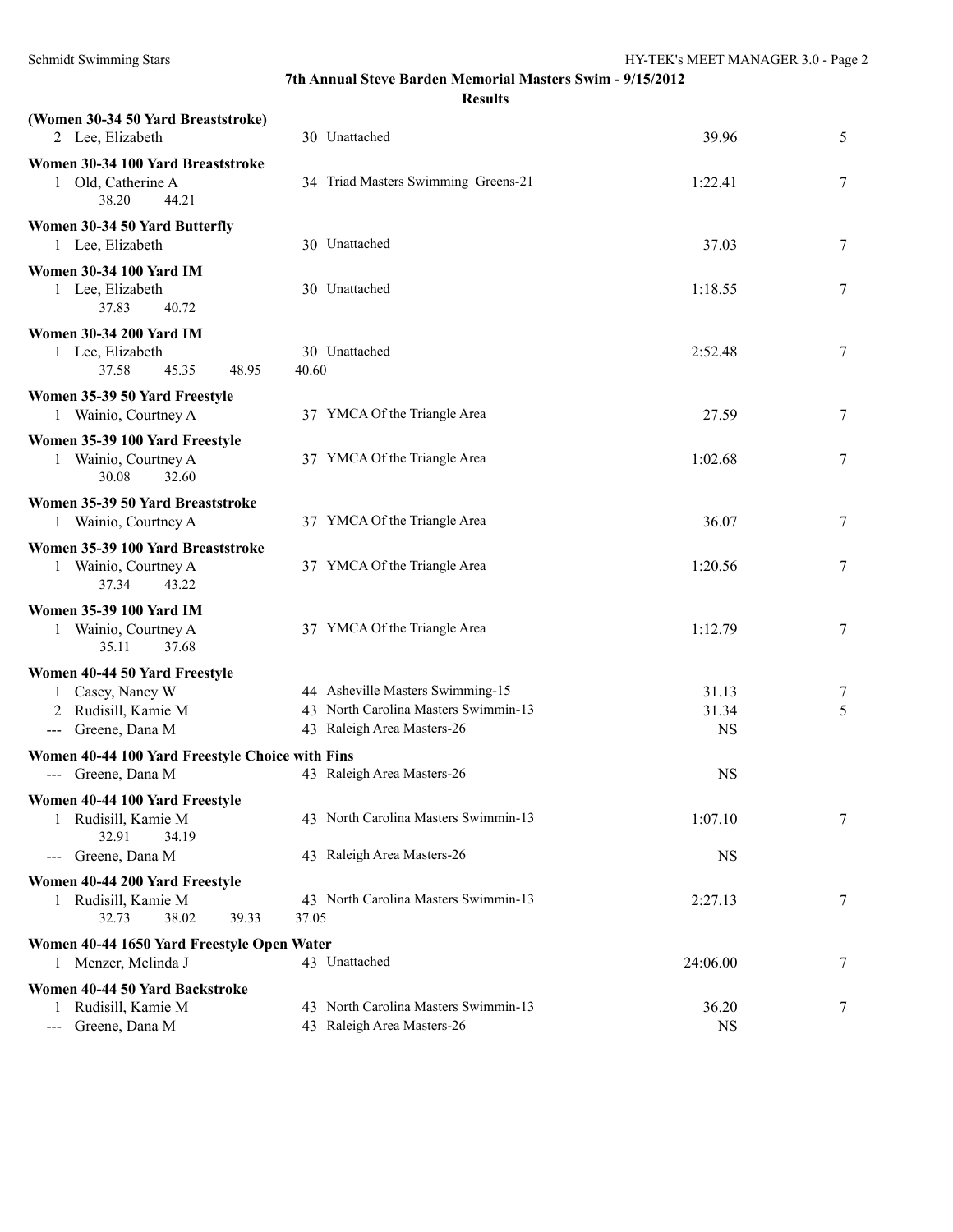### (Women 30-34 50 Yard Breaststroke)

| | Name | Age | Team | Time | Points |
|---|---|---|---|---|---|
| 2 | Lee, Elizabeth | 30 | Unattached | 39.96 | 5 |

### Women 30-34 100 Yard Breaststroke

| | Name | Age | Team | Time | Points |
|---|---|---|---|---|---|
| 1 | Old, Catherine A | 34 | Triad Masters Swimming Greens-21 | 1:22.41 | 7 |
| | 38.20 44.21 | | | | |

### Women 30-34 50 Yard Butterfly

| | Name | Age | Team | Time | Points |
|---|---|---|---|---|---|
| 1 | Lee, Elizabeth | 30 | Unattached | 37.03 | 7 |

### Women 30-34 100 Yard IM

| | Name | Age | Team | Time | Points |
|---|---|---|---|---|---|
| 1 | Lee, Elizabeth | 30 | Unattached | 1:18.55 | 7 |
| | 37.83 40.72 | | | | |

### Women 30-34 200 Yard IM

| | Name | Age | Team | Time | Points |
|---|---|---|---|---|---|
| 1 | Lee, Elizabeth | 30 | Unattached | 2:52.48 | 7 |
| | 37.58 45.35 48.95 40.60 | | | | |

### Women 35-39 50 Yard Freestyle

| | Name | Age | Team | Time | Points |
|---|---|---|---|---|---|
| 1 | Wainio, Courtney A | 37 | YMCA Of the Triangle Area | 27.59 | 7 |

### Women 35-39 100 Yard Freestyle

| | Name | Age | Team | Time | Points |
|---|---|---|---|---|---|
| 1 | Wainio, Courtney A | 37 | YMCA Of the Triangle Area | 1:02.68 | 7 |
| | 30.08 32.60 | | | | |

### Women 35-39 50 Yard Breaststroke

| | Name | Age | Team | Time | Points |
|---|---|---|---|---|---|
| 1 | Wainio, Courtney A | 37 | YMCA Of the Triangle Area | 36.07 | 7 |

### Women 35-39 100 Yard Breaststroke

| | Name | Age | Team | Time | Points |
|---|---|---|---|---|---|
| 1 | Wainio, Courtney A | 37 | YMCA Of the Triangle Area | 1:20.56 | 7 |
| | 37.34 43.22 | | | | |

### Women 35-39 100 Yard IM

| | Name | Age | Team | Time | Points |
|---|---|---|---|---|---|
| 1 | Wainio, Courtney A | 37 | YMCA Of the Triangle Area | 1:12.79 | 7 |
| | 35.11 37.68 | | | | |

### Women 40-44 50 Yard Freestyle

| | Name | Age | Team | Time | Points |
|---|---|---|---|---|---|
| 1 | Casey, Nancy W | 44 | Asheville Masters Swimming-15 | 31.13 | 7 |
| 2 | Rudisill, Kamie M | 43 | North Carolina Masters Swimmin-13 | 31.34 | 5 |
| --- | Greene, Dana M | 43 | Raleigh Area Masters-26 | NS | |

### Women 40-44 100 Yard Freestyle Choice with Fins

| | Name | Age | Team | Time | Points |
|---|---|---|---|---|---|
| --- | Greene, Dana M | 43 | Raleigh Area Masters-26 | NS | |

### Women 40-44 100 Yard Freestyle

| | Name | Age | Team | Time | Points |
|---|---|---|---|---|---|
| 1 | Rudisill, Kamie M | 43 | North Carolina Masters Swimmin-13 | 1:07.10 | 7 |
| | 32.91 34.19 | | | | |
| --- | Greene, Dana M | 43 | Raleigh Area Masters-26 | NS | |

### Women 40-44 200 Yard Freestyle

| | Name | Age | Team | Time | Points |
|---|---|---|---|---|---|
| 1 | Rudisill, Kamie M | 43 | North Carolina Masters Swimmin-13 | 2:27.13 | 7 |
| | 32.73 38.02 39.33 37.05 | | | | |

### Women 40-44 1650 Yard Freestyle Open Water

| | Name | Age | Team | Time | Points |
|---|---|---|---|---|---|
| 1 | Menzer, Melinda J | 43 | Unattached | 24:06.00 | 7 |

### Women 40-44 50 Yard Backstroke

| | Name | Age | Team | Time | Points |
|---|---|---|---|---|---|
| 1 | Rudisill, Kamie M | 43 | North Carolina Masters Swimmin-13 | 36.20 | 7 |
| --- | Greene, Dana M | 43 | Raleigh Area Masters-26 | NS | |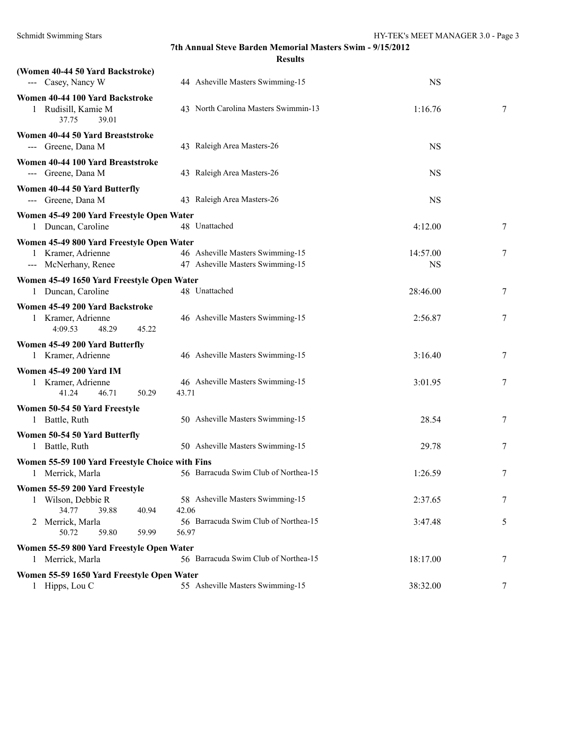# 7th Annual Steve Barden Memorial Masters Swim - 9/15/2012

## Results

**(Women 40-44 50 Yard Backstroke)**

| | Name | Age | Team | Time | Points |
|---|---|---|---|---|---|
| --- | Casey, Nancy W | 44 | Asheville Masters Swimming-15 | NS | |

**Women 40-44 100 Yard Backstroke**

| | Name | Age | Team | Time | Points |
|---|---|---|---|---|---|
| 1 | Rudisill, Kamie M | 43 | North Carolina Masters Swimmin-13 | 1:16.76 | 7 |
| | 37.75 39.01 | | | | |

**Women 40-44 50 Yard Breaststroke**

| | Name | Age | Team | Time | Points |
|---|---|---|---|---|---|
| --- | Greene, Dana M | 43 | Raleigh Area Masters-26 | NS | |

**Women 40-44 100 Yard Breaststroke**

| | Name | Age | Team | Time | Points |
|---|---|---|---|---|---|
| --- | Greene, Dana M | 43 | Raleigh Area Masters-26 | NS | |

**Women 40-44 50 Yard Butterfly**

| | Name | Age | Team | Time | Points |
|---|---|---|---|---|---|
| --- | Greene, Dana M | 43 | Raleigh Area Masters-26 | NS | |

**Women 45-49 200 Yard Freestyle Open Water**

| | Name | Age | Team | Time | Points |
|---|---|---|---|---|---|
| 1 | Duncan, Caroline | 48 | Unattached | 4:12.00 | 7 |

**Women 45-49 800 Yard Freestyle Open Water**

| | Name | Age | Team | Time | Points |
|---|---|---|---|---|---|
| 1 | Kramer, Adrienne | 46 | Asheville Masters Swimming-15 | 14:57.00 | 7 |
| --- | McNerhany, Renee | 47 | Asheville Masters Swimming-15 | NS | |

**Women 45-49 1650 Yard Freestyle Open Water**

| | Name | Age | Team | Time | Points |
|---|---|---|---|---|---|
| 1 | Duncan, Caroline | 48 | Unattached | 28:46.00 | 7 |

**Women 45-49 200 Yard Backstroke**

| | Name | Age | Team | Time | Points |
|---|---|---|---|---|---|
| 1 | Kramer, Adrienne | 46 | Asheville Masters Swimming-15 | 2:56.87 | 7 |
| | 4:09.53 48.29 45.22 | | | | |

**Women 45-49 200 Yard Butterfly**

| | Name | Age | Team | Time | Points |
|---|---|---|---|---|---|
| 1 | Kramer, Adrienne | 46 | Asheville Masters Swimming-15 | 3:16.40 | 7 |

**Women 45-49 200 Yard IM**

| | Name | Age | Team | Time | Points |
|---|---|---|---|---|---|
| 1 | Kramer, Adrienne | 46 | Asheville Masters Swimming-15 | 3:01.95 | 7 |
| | 41.24 46.71 50.29 43.71 | | | | |

**Women 50-54 50 Yard Freestyle**

| | Name | Age | Team | Time | Points |
|---|---|---|---|---|---|
| 1 | Battle, Ruth | 50 | Asheville Masters Swimming-15 | 28.54 | 7 |

**Women 50-54 50 Yard Butterfly**

| | Name | Age | Team | Time | Points |
|---|---|---|---|---|---|
| 1 | Battle, Ruth | 50 | Asheville Masters Swimming-15 | 29.78 | 7 |

**Women 55-59 100 Yard Freestyle Choice with Fins**

| | Name | Age | Team | Time | Points |
|---|---|---|---|---|---|
| 1 | Merrick, Marla | 56 | Barracuda Swim Club of Northea-15 | 1:26.59 | 7 |

**Women 55-59 200 Yard Freestyle**

| | Name | Age | Team | Time | Points |
|---|---|---|---|---|---|
| 1 | Wilson, Debbie R | 58 | Asheville Masters Swimming-15 | 2:37.65 | 7 |
| | 34.77 39.88 40.94 42.06 | | | | |
| 2 | Merrick, Marla | 56 | Barracuda Swim Club of Northea-15 | 3:47.48 | 5 |
| | 50.72 59.80 59.99 56.97 | | | | |

**Women 55-59 800 Yard Freestyle Open Water**

| | Name | Age | Team | Time | Points |
|---|---|---|---|---|---|
| 1 | Merrick, Marla | 56 | Barracuda Swim Club of Northea-15 | 18:17.00 | 7 |

**Women 55-59 1650 Yard Freestyle Open Water**

| | Name | Age | Team | Time | Points |
|---|---|---|---|---|---|
| 1 | Hipps, Lou C | 55 | Asheville Masters Swimming-15 | 38:32.00 | 7 |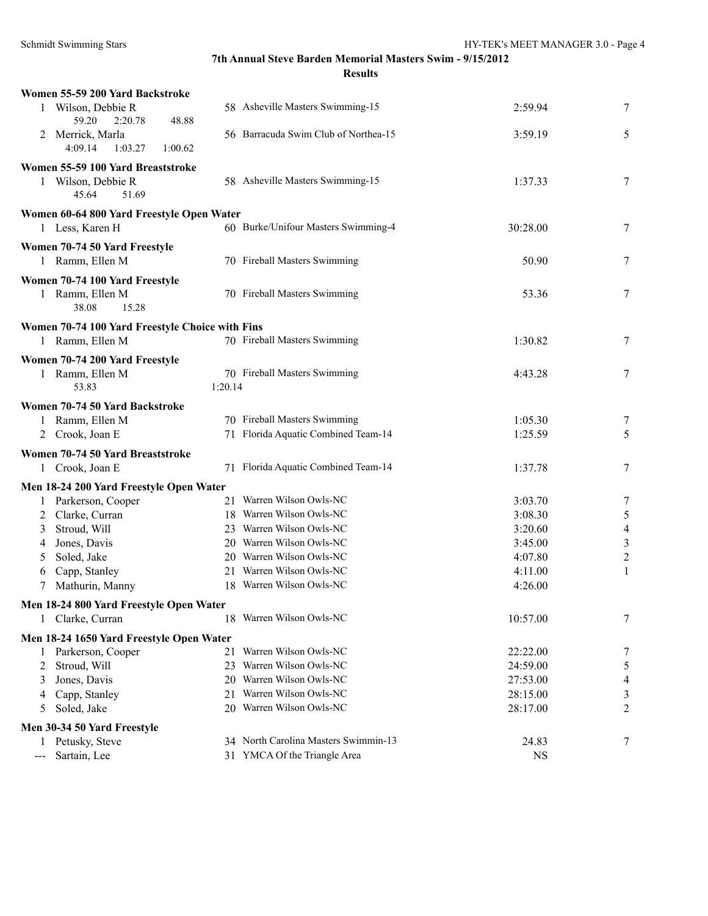# 7th Annual Steve Barden Memorial Masters Swim - 9/15/2012

## Results

### Women 55-59 200 Yard Backstroke

| Place | Name | Age | Team | Time | Points |
|---|---|---|---|---|---|
| 1 | Wilson, Debbie R | 58 | Asheville Masters Swimming-15 | 2:59.94 | 7 |
| | 59.20 2:20.78 48.88 | | | | |
| 2 | Merrick, Marla | 56 | Barracuda Swim Club of Northea-15 | 3:59.19 | 5 |
| | 4:09.14 1:03.27 1:00.62 | | | | |

### Women 55-59 100 Yard Breaststroke

| Place | Name | Age | Team | Time | Points |
|---|---|---|---|---|---|
| 1 | Wilson, Debbie R | 58 | Asheville Masters Swimming-15 | 1:37.33 | 7 |
| | 45.64 51.69 | | | | |

### Women 60-64 800 Yard Freestyle Open Water

| Place | Name | Age | Team | Time | Points |
|---|---|---|---|---|---|
| 1 | Less, Karen H | 60 | Burke/Unifour Masters Swimming-4 | 30:28.00 | 7 |

### Women 70-74 50 Yard Freestyle

| Place | Name | Age | Team | Time | Points |
|---|---|---|---|---|---|
| 1 | Ramm, Ellen M | 70 | Fireball Masters Swimming | 50.90 | 7 |

### Women 70-74 100 Yard Freestyle

| Place | Name | Age | Team | Time | Points |
|---|---|---|---|---|---|
| 1 | Ramm, Ellen M | 70 | Fireball Masters Swimming | 53.36 | 7 |
| | 38.08 15.28 | | | | |

### Women 70-74 100 Yard Freestyle Choice with Fins

| Place | Name | Age | Team | Time | Points |
|---|---|---|---|---|---|
| 1 | Ramm, Ellen M | 70 | Fireball Masters Swimming | 1:30.82 | 7 |

### Women 70-74 200 Yard Freestyle

| Place | Name | Age | Team | Time | Points |
|---|---|---|---|---|---|
| 1 | Ramm, Ellen M | 70 | Fireball Masters Swimming | 4:43.28 | 7 |
| | 53.83 1:20.14 | | | | |

### Women 70-74 50 Yard Backstroke

| Place | Name | Age | Team | Time | Points |
|---|---|---|---|---|---|
| 1 | Ramm, Ellen M | 70 | Fireball Masters Swimming | 1:05.30 | 7 |
| 2 | Crook, Joan E | 71 | Florida Aquatic Combined Team-14 | 1:25.59 | 5 |

### Women 70-74 50 Yard Breaststroke

| Place | Name | Age | Team | Time | Points |
|---|---|---|---|---|---|
| 1 | Crook, Joan E | 71 | Florida Aquatic Combined Team-14 | 1:37.78 | 7 |

### Men 18-24 200 Yard Freestyle Open Water

| Place | Name | Age | Team | Time | Points |
|---|---|---|---|---|---|
| 1 | Parkerson, Cooper | 21 | Warren Wilson Owls-NC | 3:03.70 | 7 |
| 2 | Clarke, Curran | 18 | Warren Wilson Owls-NC | 3:08.30 | 5 |
| 3 | Stroud, Will | 23 | Warren Wilson Owls-NC | 3:20.60 | 4 |
| 4 | Jones, Davis | 20 | Warren Wilson Owls-NC | 3:45.00 | 3 |
| 5 | Soled, Jake | 20 | Warren Wilson Owls-NC | 4:07.80 | 2 |
| 6 | Capp, Stanley | 21 | Warren Wilson Owls-NC | 4:11.00 | 1 |
| 7 | Mathurin, Manny | 18 | Warren Wilson Owls-NC | 4:26.00 | |

### Men 18-24 800 Yard Freestyle Open Water

| Place | Name | Age | Team | Time | Points |
|---|---|---|---|---|---|
| 1 | Clarke, Curran | 18 | Warren Wilson Owls-NC | 10:57.00 | 7 |

### Men 18-24 1650 Yard Freestyle Open Water

| Place | Name | Age | Team | Time | Points |
|---|---|---|---|---|---|
| 1 | Parkerson, Cooper | 21 | Warren Wilson Owls-NC | 22:22.00 | 7 |
| 2 | Stroud, Will | 23 | Warren Wilson Owls-NC | 24:59.00 | 5 |
| 3 | Jones, Davis | 20 | Warren Wilson Owls-NC | 27:53.00 | 4 |
| 4 | Capp, Stanley | 21 | Warren Wilson Owls-NC | 28:15.00 | 3 |
| 5 | Soled, Jake | 20 | Warren Wilson Owls-NC | 28:17.00 | 2 |

### Men 30-34 50 Yard Freestyle

| Place | Name | Age | Team | Time | Points |
|---|---|---|---|---|---|
| 1 | Petusky, Steve | 34 | North Carolina Masters Swimmin-13 | 24.83 | 7 |
| --- | Sartain, Lee | 31 | YMCA Of the Triangle Area | NS | |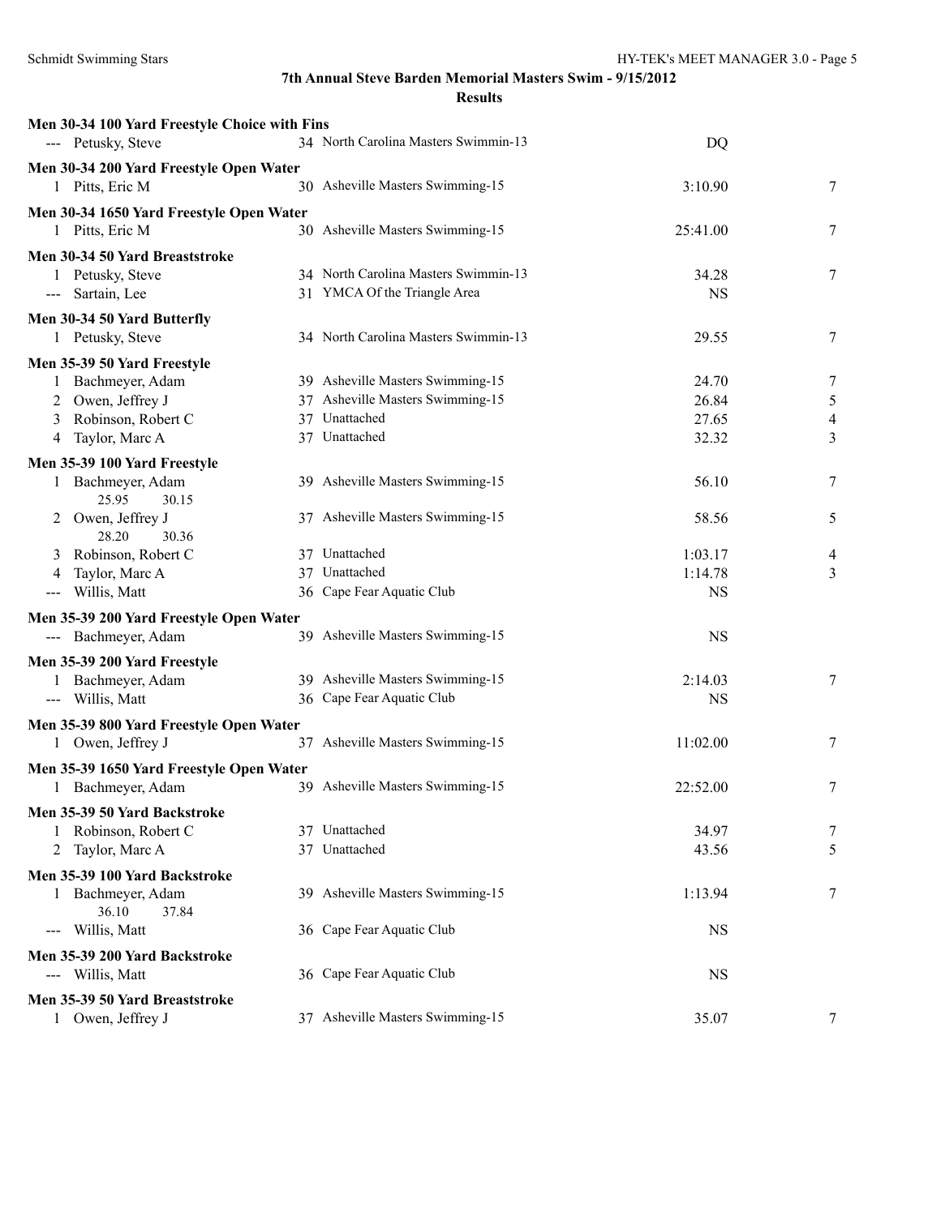# 7th Annual Steve Barden Memorial Masters Swim - 9/15/2012

## Results

### Men 30-34 100 Yard Freestyle Choice with Fins

| Place | Name | Age | Team | Time | Points |
|---|---|---|---|---|---|
| --- | Petusky, Steve | 34 | North Carolina Masters Swimmin-13 | DQ | |

### Men 30-34 200 Yard Freestyle Open Water

| Place | Name | Age | Team | Time | Points |
|---|---|---|---|---|---|
| 1 | Pitts, Eric M | 30 | Asheville Masters Swimming-15 | 3:10.90 | 7 |

### Men 30-34 1650 Yard Freestyle Open Water

| Place | Name | Age | Team | Time | Points |
|---|---|---|---|---|---|
| 1 | Pitts, Eric M | 30 | Asheville Masters Swimming-15 | 25:41.00 | 7 |

### Men 30-34 50 Yard Breaststroke

| Place | Name | Age | Team | Time | Points |
|---|---|---|---|---|---|
| 1 | Petusky, Steve | 34 | North Carolina Masters Swimmin-13 | 34.28 | 7 |
| --- | Sartain, Lee | 31 | YMCA Of the Triangle Area | NS | |

### Men 30-34 50 Yard Butterfly

| Place | Name | Age | Team | Time | Points |
|---|---|---|---|---|---|
| 1 | Petusky, Steve | 34 | North Carolina Masters Swimmin-13 | 29.55 | 7 |

### Men 35-39 50 Yard Freestyle

| Place | Name | Age | Team | Time | Points |
|---|---|---|---|---|---|
| 1 | Bachmeyer, Adam | 39 | Asheville Masters Swimming-15 | 24.70 | 7 |
| 2 | Owen, Jeffrey J | 37 | Asheville Masters Swimming-15 | 26.84 | 5 |
| 3 | Robinson, Robert C | 37 | Unattached | 27.65 | 4 |
| 4 | Taylor, Marc A | 37 | Unattached | 32.32 | 3 |

### Men 35-39 100 Yard Freestyle

| Place | Name | Age | Team | Time | Points |
|---|---|---|---|---|---|
| 1 | Bachmeyer, Adam | 39 | Asheville Masters Swimming-15 | 56.10 | 7 |
| | 25.95 30.15 | | | | |
| 2 | Owen, Jeffrey J | 37 | Asheville Masters Swimming-15 | 58.56 | 5 |
| | 28.20 30.36 | | | | |
| 3 | Robinson, Robert C | 37 | Unattached | 1:03.17 | 4 |
| 4 | Taylor, Marc A | 37 | Unattached | 1:14.78 | 3 |
| --- | Willis, Matt | 36 | Cape Fear Aquatic Club | NS | |

### Men 35-39 200 Yard Freestyle Open Water

| Place | Name | Age | Team | Time | Points |
|---|---|---|---|---|---|
| --- | Bachmeyer, Adam | 39 | Asheville Masters Swimming-15 | NS | |

### Men 35-39 200 Yard Freestyle

| Place | Name | Age | Team | Time | Points |
|---|---|---|---|---|---|
| 1 | Bachmeyer, Adam | 39 | Asheville Masters Swimming-15 | 2:14.03 | 7 |
| --- | Willis, Matt | 36 | Cape Fear Aquatic Club | NS | |

### Men 35-39 800 Yard Freestyle Open Water

| Place | Name | Age | Team | Time | Points |
|---|---|---|---|---|---|
| 1 | Owen, Jeffrey J | 37 | Asheville Masters Swimming-15 | 11:02.00 | 7 |

### Men 35-39 1650 Yard Freestyle Open Water

| Place | Name | Age | Team | Time | Points |
|---|---|---|---|---|---|
| 1 | Bachmeyer, Adam | 39 | Asheville Masters Swimming-15 | 22:52.00 | 7 |

### Men 35-39 50 Yard Backstroke

| Place | Name | Age | Team | Time | Points |
|---|---|---|---|---|---|
| 1 | Robinson, Robert C | 37 | Unattached | 34.97 | 7 |
| 2 | Taylor, Marc A | 37 | Unattached | 43.56 | 5 |

### Men 35-39 100 Yard Backstroke

| Place | Name | Age | Team | Time | Points |
|---|---|---|---|---|---|
| 1 | Bachmeyer, Adam | 39 | Asheville Masters Swimming-15 | 1:13.94 | 7 |
| | 36.10 37.84 | | | | |
| --- | Willis, Matt | 36 | Cape Fear Aquatic Club | NS | |

### Men 35-39 200 Yard Backstroke

| Place | Name | Age | Team | Time | Points |
|---|---|---|---|---|---|
| --- | Willis, Matt | 36 | Cape Fear Aquatic Club | NS | |

### Men 35-39 50 Yard Breaststroke

| Place | Name | Age | Team | Time | Points |
|---|---|---|---|---|---|
| 1 | Owen, Jeffrey J | 37 | Asheville Masters Swimming-15 | 35.07 | 7 |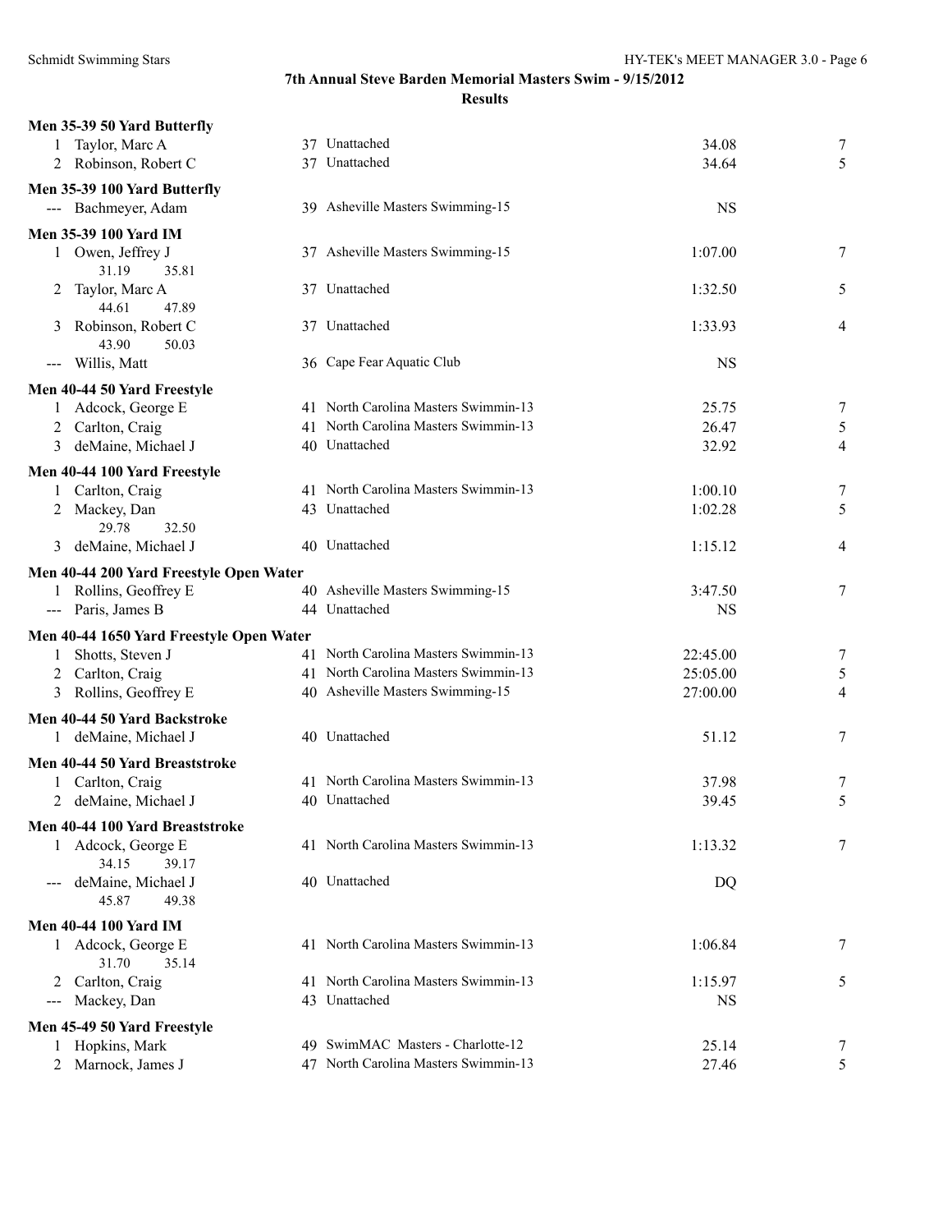**7th Annual Steve Barden Memorial Masters Swim - 9/15/2012**

**Results**

**Men 35-39 50 Yard Butterfly**

| | Name | Age | Team | Time | Points |
|---|---|---|---|---|---|
| 1 | Taylor, Marc A | 37 | Unattached | 34.08 | 7 |
| 2 | Robinson, Robert C | 37 | Unattached | 34.64 | 5 |

**Men 35-39 100 Yard Butterfly**

| | Name | Age | Team | Time | Points |
|---|---|---|---|---|---|
| --- | Bachmeyer, Adam | 39 | Asheville Masters Swimming-15 | NS | |

**Men 35-39 100 Yard IM**

| | Name | Age | Team | Time | Points |
|---|---|---|---|---|---|
| 1 | Owen, Jeffrey J | 37 | Asheville Masters Swimming-15 | 1:07.00 | 7 |
| | 31.19 35.81 | | | | |
| 2 | Taylor, Marc A | 37 | Unattached | 1:32.50 | 5 |
| | 44.61 47.89 | | | | |
| 3 | Robinson, Robert C | 37 | Unattached | 1:33.93 | 4 |
| | 43.90 50.03 | | | | |
| --- | Willis, Matt | 36 | Cape Fear Aquatic Club | NS | |

**Men 40-44 50 Yard Freestyle**

| | Name | Age | Team | Time | Points |
|---|---|---|---|---|---|
| 1 | Adcock, George E | 41 | North Carolina Masters Swimmin-13 | 25.75 | 7 |
| 2 | Carlton, Craig | 41 | North Carolina Masters Swimmin-13 | 26.47 | 5 |
| 3 | deMaine, Michael J | 40 | Unattached | 32.92 | 4 |

**Men 40-44 100 Yard Freestyle**

| | Name | Age | Team | Time | Points |
|---|---|---|---|---|---|
| 1 | Carlton, Craig | 41 | North Carolina Masters Swimmin-13 | 1:00.10 | 7 |
| 2 | Mackey, Dan | 43 | Unattached | 1:02.28 | 5 |
| | 29.78 32.50 | | | | |
| 3 | deMaine, Michael J | 40 | Unattached | 1:15.12 | 4 |

**Men 40-44 200 Yard Freestyle Open Water**

| | Name | Age | Team | Time | Points |
|---|---|---|---|---|---|
| 1 | Rollins, Geoffrey E | 40 | Asheville Masters Swimming-15 | 3:47.50 | 7 |
| --- | Paris, James B | 44 | Unattached | NS | |

**Men 40-44 1650 Yard Freestyle Open Water**

| | Name | Age | Team | Time | Points |
|---|---|---|---|---|---|
| 1 | Shotts, Steven J | 41 | North Carolina Masters Swimmin-13 | 22:45.00 | 7 |
| 2 | Carlton, Craig | 41 | North Carolina Masters Swimmin-13 | 25:05.00 | 5 |
| 3 | Rollins, Geoffrey E | 40 | Asheville Masters Swimming-15 | 27:00.00 | 4 |

**Men 40-44 50 Yard Backstroke**

| | Name | Age | Team | Time | Points |
|---|---|---|---|---|---|
| 1 | deMaine, Michael J | 40 | Unattached | 51.12 | 7 |

**Men 40-44 50 Yard Breaststroke**

| | Name | Age | Team | Time | Points |
|---|---|---|---|---|---|
| 1 | Carlton, Craig | 41 | North Carolina Masters Swimmin-13 | 37.98 | 7 |
| 2 | deMaine, Michael J | 40 | Unattached | 39.45 | 5 |

**Men 40-44 100 Yard Breaststroke**

| | Name | Age | Team | Time | Points |
|---|---|---|---|---|---|
| 1 | Adcock, George E | 41 | North Carolina Masters Swimmin-13 | 1:13.32 | 7 |
| | 34.15 39.17 | | | | |
| --- | deMaine, Michael J | 40 | Unattached | DQ | |
| | 45.87 49.38 | | | | |

**Men 40-44 100 Yard IM**

| | Name | Age | Team | Time | Points |
|---|---|---|---|---|---|
| 1 | Adcock, George E | 41 | North Carolina Masters Swimmin-13 | 1:06.84 | 7 |
| | 31.70 35.14 | | | | |
| 2 | Carlton, Craig | 41 | North Carolina Masters Swimmin-13 | 1:15.97 | 5 |
| --- | Mackey, Dan | 43 | Unattached | NS | |

**Men 45-49 50 Yard Freestyle**

| | Name | Age | Team | Time | Points |
|---|---|---|---|---|---|
| 1 | Hopkins, Mark | 49 | SwimMAC Masters - Charlotte-12 | 25.14 | 7 |
| 2 | Marnock, James J | 47 | North Carolina Masters Swimmin-13 | 27.46 | 5 |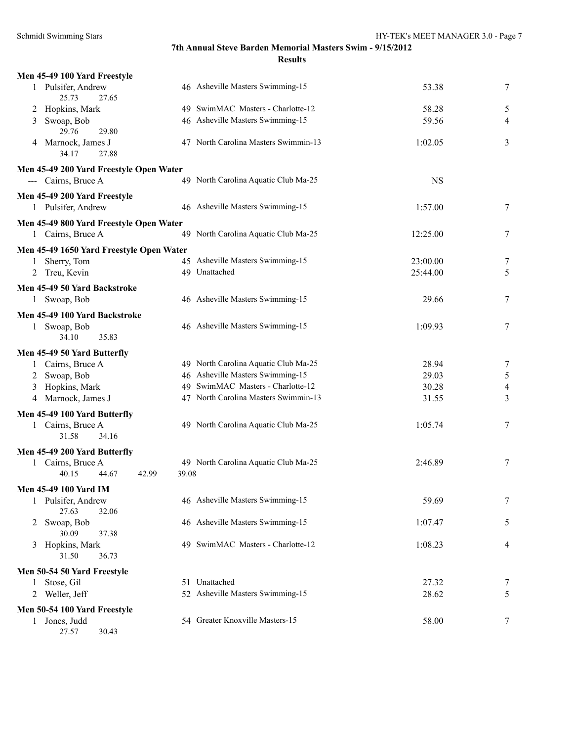## Men 45-49 100 Yard Freestyle

| Place | Name | Age | Team | Time | Points |
|---|---|---|---|---|---|
| 1 | Pulsifer, Andrew | 46 | Asheville Masters Swimming-15 | 53.38 | 7 |
| | 25.73 27.65 | | | | |
| 2 | Hopkins, Mark | 49 | SwimMAC Masters - Charlotte-12 | 58.28 | 5 |
| 3 | Swoap, Bob | 46 | Asheville Masters Swimming-15 | 59.56 | 4 |
| | 29.76 29.80 | | | | |
| 4 | Marnock, James J | 47 | North Carolina Masters Swimmin-13 | 1:02.05 | 3 |
| | 34.17 27.88 | | | | |

## Men 45-49 200 Yard Freestyle Open Water

| Place | Name | Age | Team | Time | Points |
|---|---|---|---|---|---|
| --- | Cairns, Bruce A | 49 | North Carolina Aquatic Club Ma-25 | NS | |

## Men 45-49 200 Yard Freestyle

| Place | Name | Age | Team | Time | Points |
|---|---|---|---|---|---|
| 1 | Pulsifer, Andrew | 46 | Asheville Masters Swimming-15 | 1:57.00 | 7 |

## Men 45-49 800 Yard Freestyle Open Water

| Place | Name | Age | Team | Time | Points |
|---|---|---|---|---|---|
| 1 | Cairns, Bruce A | 49 | North Carolina Aquatic Club Ma-25 | 12:25.00 | 7 |

## Men 45-49 1650 Yard Freestyle Open Water

| Place | Name | Age | Team | Time | Points |
|---|---|---|---|---|---|
| 1 | Sherry, Tom | 45 | Asheville Masters Swimming-15 | 23:00.00 | 7 |
| 2 | Treu, Kevin | 49 | Unattached | 25:44.00 | 5 |

## Men 45-49 50 Yard Backstroke

| Place | Name | Age | Team | Time | Points |
|---|---|---|---|---|---|
| 1 | Swoap, Bob | 46 | Asheville Masters Swimming-15 | 29.66 | 7 |

## Men 45-49 100 Yard Backstroke

| Place | Name | Age | Team | Time | Points |
|---|---|---|---|---|---|
| 1 | Swoap, Bob | 46 | Asheville Masters Swimming-15 | 1:09.93 | 7 |
| | 34.10 35.83 | | | | |

## Men 45-49 50 Yard Butterfly

| Place | Name | Age | Team | Time | Points |
|---|---|---|---|---|---|
| 1 | Cairns, Bruce A | 49 | North Carolina Aquatic Club Ma-25 | 28.94 | 7 |
| 2 | Swoap, Bob | 46 | Asheville Masters Swimming-15 | 29.03 | 5 |
| 3 | Hopkins, Mark | 49 | SwimMAC Masters - Charlotte-12 | 30.28 | 4 |
| 4 | Marnock, James J | 47 | North Carolina Masters Swimmin-13 | 31.55 | 3 |

## Men 45-49 100 Yard Butterfly

| Place | Name | Age | Team | Time | Points |
|---|---|---|---|---|---|
| 1 | Cairns, Bruce A | 49 | North Carolina Aquatic Club Ma-25 | 1:05.74 | 7 |
| | 31.58 34.16 | | | | |

## Men 45-49 200 Yard Butterfly

| Place | Name | Age | Team | Time | Points |
|---|---|---|---|---|---|
| 1 | Cairns, Bruce A | 49 | North Carolina Aquatic Club Ma-25 | 2:46.89 | 7 |
| | 40.15 44.67 42.99 39.08 | | | | |

## Men 45-49 100 Yard IM

| Place | Name | Age | Team | Time | Points |
|---|---|---|---|---|---|
| 1 | Pulsifer, Andrew | 46 | Asheville Masters Swimming-15 | 59.69 | 7 |
| | 27.63 32.06 | | | | |
| 2 | Swoap, Bob | 46 | Asheville Masters Swimming-15 | 1:07.47 | 5 |
| | 30.09 37.38 | | | | |
| 3 | Hopkins, Mark | 49 | SwimMAC Masters - Charlotte-12 | 1:08.23 | 4 |
| | 31.50 36.73 | | | | |

## Men 50-54 50 Yard Freestyle

| Place | Name | Age | Team | Time | Points |
|---|---|---|---|---|---|
| 1 | Stose, Gil | 51 | Unattached | 27.32 | 7 |
| 2 | Weller, Jeff | 52 | Asheville Masters Swimming-15 | 28.62 | 5 |

## Men 50-54 100 Yard Freestyle

| Place | Name | Age | Team | Time | Points |
|---|---|---|---|---|---|
| 1 | Jones, Judd | 54 | Greater Knoxville Masters-15 | 58.00 | 7 |
| | 27.57 30.43 | | | | |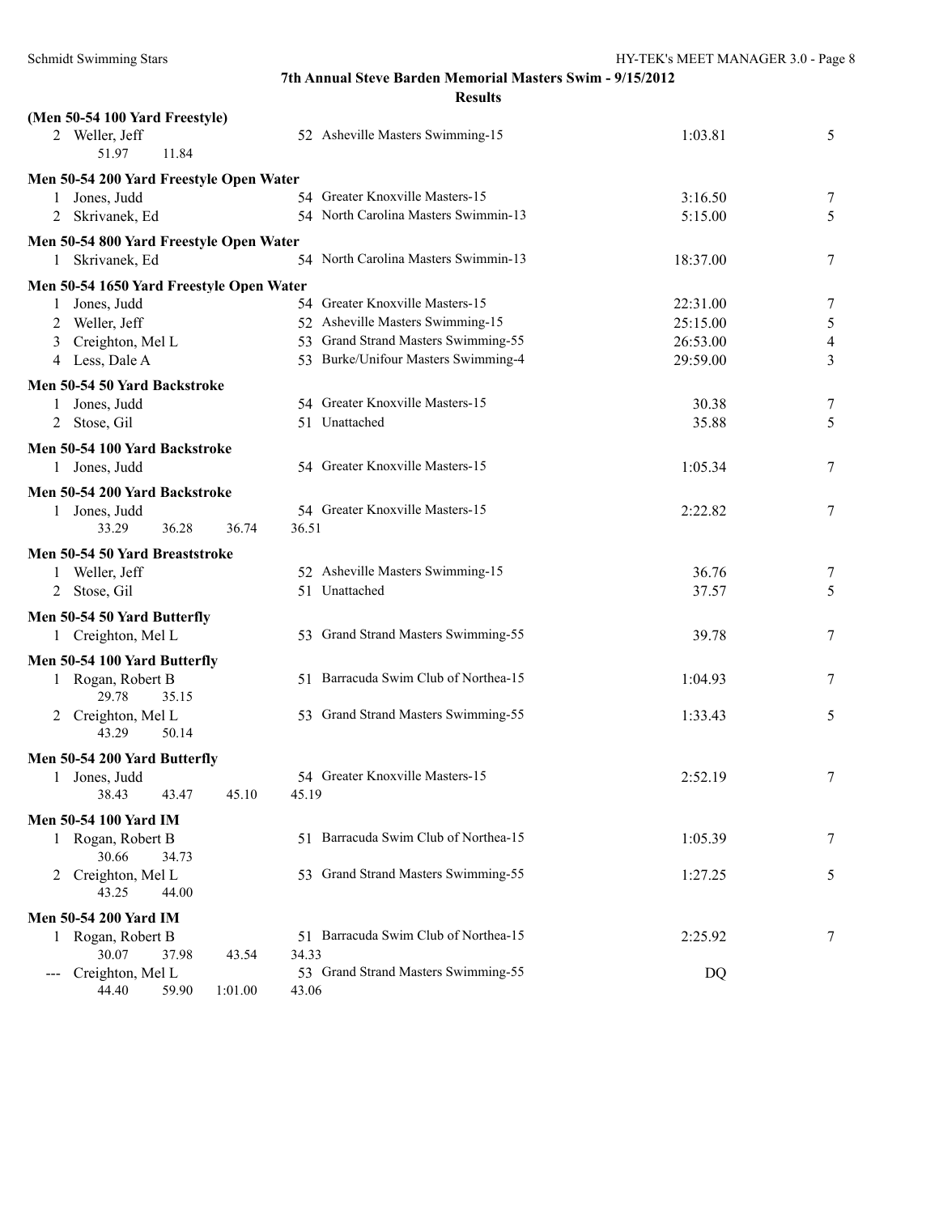## 7th Annual Steve Barden Memorial Masters Swim - 9/15/2012

### Results

**(Men 50-54 100 Yard Freestyle)**

| Place | Name | Age | Team | Time | Points |
|---|---|---|---|---|---|
| 2 | Weller, Jeff | 52 | Asheville Masters Swimming-15 | 1:03.81 | 5 |
| | 51.97 11.84 | | | | |

**Men 50-54 200 Yard Freestyle Open Water**

| Place | Name | Age | Team | Time | Points |
|---|---|---|---|---|---|
| 1 | Jones, Judd | 54 | Greater Knoxville Masters-15 | 3:16.50 | 7 |
| 2 | Skrivanek, Ed | 54 | North Carolina Masters Swimmin-13 | 5:15.00 | 5 |

**Men 50-54 800 Yard Freestyle Open Water**

| Place | Name | Age | Team | Time | Points |
|---|---|---|---|---|---|
| 1 | Skrivanek, Ed | 54 | North Carolina Masters Swimmin-13 | 18:37.00 | 7 |

**Men 50-54 1650 Yard Freestyle Open Water**

| Place | Name | Age | Team | Time | Points |
|---|---|---|---|---|---|
| 1 | Jones, Judd | 54 | Greater Knoxville Masters-15 | 22:31.00 | 7 |
| 2 | Weller, Jeff | 52 | Asheville Masters Swimming-15 | 25:15.00 | 5 |
| 3 | Creighton, Mel L | 53 | Grand Strand Masters Swimming-55 | 26:53.00 | 4 |
| 4 | Less, Dale A | 53 | Burke/Unifour Masters Swimming-4 | 29:59.00 | 3 |

**Men 50-54 50 Yard Backstroke**

| Place | Name | Age | Team | Time | Points |
|---|---|---|---|---|---|
| 1 | Jones, Judd | 54 | Greater Knoxville Masters-15 | 30.38 | 7 |
| 2 | Stose, Gil | 51 | Unattached | 35.88 | 5 |

**Men 50-54 100 Yard Backstroke**

| Place | Name | Age | Team | Time | Points |
|---|---|---|---|---|---|
| 1 | Jones, Judd | 54 | Greater Knoxville Masters-15 | 1:05.34 | 7 |

**Men 50-54 200 Yard Backstroke**

| Place | Name | Age | Team | Time | Points |
|---|---|---|---|---|---|
| 1 | Jones, Judd | 54 | Greater Knoxville Masters-15 | 2:22.82 | 7 |
| | 33.29 36.28 36.74 36.51 | | | | |

**Men 50-54 50 Yard Breaststroke**

| Place | Name | Age | Team | Time | Points |
|---|---|---|---|---|---|
| 1 | Weller, Jeff | 52 | Asheville Masters Swimming-15 | 36.76 | 7 |
| 2 | Stose, Gil | 51 | Unattached | 37.57 | 5 |

**Men 50-54 50 Yard Butterfly**

| Place | Name | Age | Team | Time | Points |
|---|---|---|---|---|---|
| 1 | Creighton, Mel L | 53 | Grand Strand Masters Swimming-55 | 39.78 | 7 |

**Men 50-54 100 Yard Butterfly**

| Place | Name | Age | Team | Time | Points |
|---|---|---|---|---|---|
| 1 | Rogan, Robert B | 51 | Barracuda Swim Club of Northea-15 | 1:04.93 | 7 |
| | 29.78 35.15 | | | | |
| 2 | Creighton, Mel L | 53 | Grand Strand Masters Swimming-55 | 1:33.43 | 5 |
| | 43.29 50.14 | | | | |

**Men 50-54 200 Yard Butterfly**

| Place | Name | Age | Team | Time | Points |
|---|---|---|---|---|---|
| 1 | Jones, Judd | 54 | Greater Knoxville Masters-15 | 2:52.19 | 7 |
| | 38.43 43.47 45.10 45.19 | | | | |

**Men 50-54 100 Yard IM**

| Place | Name | Age | Team | Time | Points |
|---|---|---|---|---|---|
| 1 | Rogan, Robert B | 51 | Barracuda Swim Club of Northea-15 | 1:05.39 | 7 |
| | 30.66 34.73 | | | | |
| 2 | Creighton, Mel L | 53 | Grand Strand Masters Swimming-55 | 1:27.25 | 5 |
| | 43.25 44.00 | | | | |

**Men 50-54 200 Yard IM**

| Place | Name | Age | Team | Time | Points |
|---|---|---|---|---|---|
| 1 | Rogan, Robert B | 51 | Barracuda Swim Club of Northea-15 | 2:25.92 | 7 |
| | 30.07 37.98 43.54 34.33 | | | | |
| --- | Creighton, Mel L | 53 | Grand Strand Masters Swimming-55 | DQ | |
| | 44.40 59.90 1:01.00 43.06 | | | | |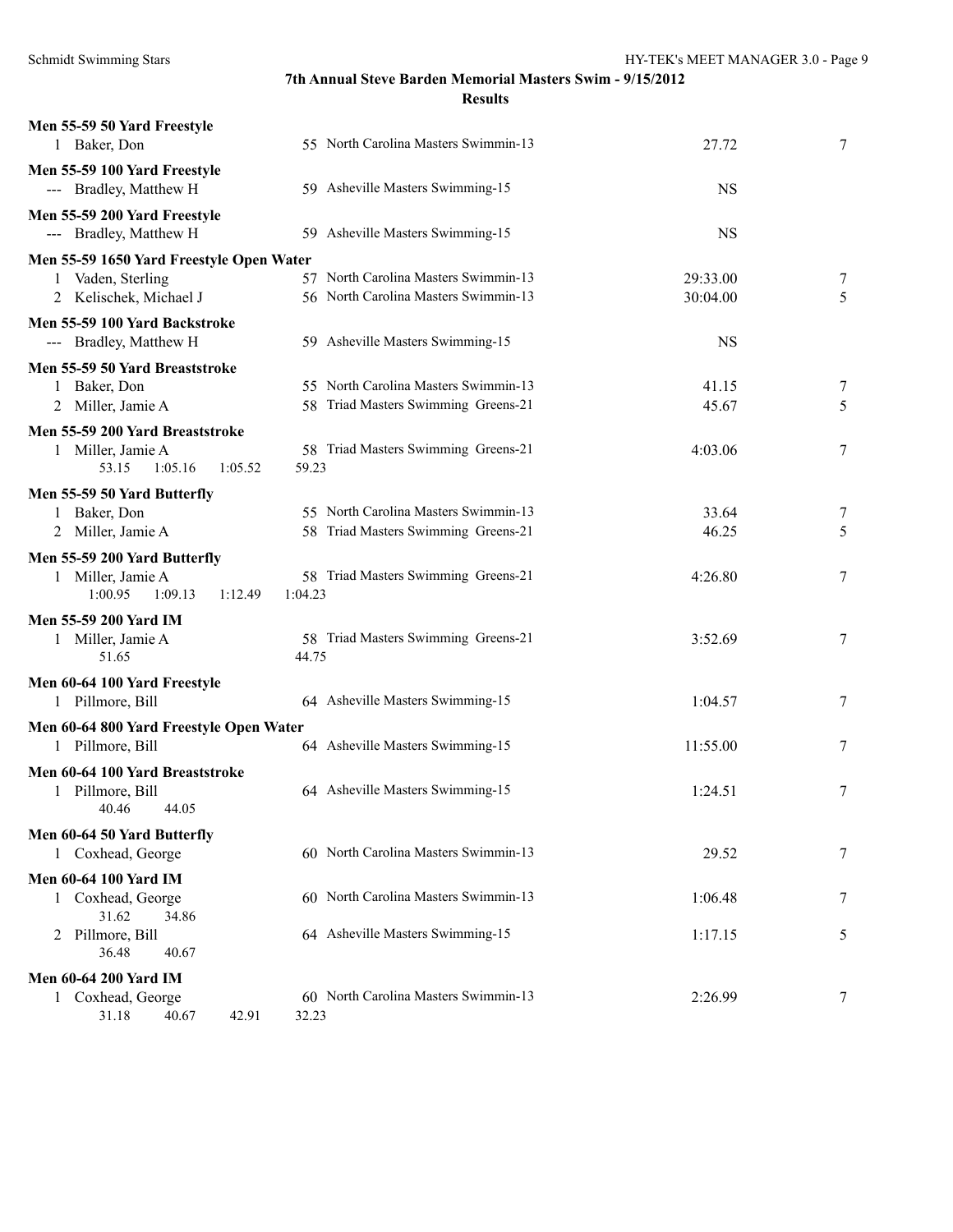**7th Annual Steve Barden Memorial Masters Swim - 9/15/2012**

**Results**

**Men 55-59 50 Yard Freestyle**

| | Name | Age | Team | Time | Points |
|---|---|---|---|---|---|
| 1 | Baker, Don | 55 | North Carolina Masters Swimmin-13 | 27.72 | 7 |

**Men 55-59 100 Yard Freestyle**

| | Name | Age | Team | Time | Points |
|---|---|---|---|---|---|
| --- | Bradley, Matthew H | 59 | Asheville Masters Swimming-15 | NS | |

**Men 55-59 200 Yard Freestyle**

| | Name | Age | Team | Time | Points |
|---|---|---|---|---|---|
| --- | Bradley, Matthew H | 59 | Asheville Masters Swimming-15 | NS | |

**Men 55-59 1650 Yard Freestyle Open Water**

| | Name | Age | Team | Time | Points |
|---|---|---|---|---|---|
| 1 | Vaden, Sterling | 57 | North Carolina Masters Swimmin-13 | 29:33.00 | 7 |
| 2 | Kelischek, Michael J | 56 | North Carolina Masters Swimmin-13 | 30:04.00 | 5 |

**Men 55-59 100 Yard Backstroke**

| | Name | Age | Team | Time | Points |
|---|---|---|---|---|---|
| --- | Bradley, Matthew H | 59 | Asheville Masters Swimming-15 | NS | |

**Men 55-59 50 Yard Breaststroke**

| | Name | Age | Team | Time | Points |
|---|---|---|---|---|---|
| 1 | Baker, Don | 55 | North Carolina Masters Swimmin-13 | 41.15 | 7 |
| 2 | Miller, Jamie A | 58 | Triad Masters Swimming Greens-21 | 45.67 | 5 |

**Men 55-59 200 Yard Breaststroke**

| | Name | Age | Team | Time | Points |
|---|---|---|---|---|---|
| 1 | Miller, Jamie A | 58 | Triad Masters Swimming Greens-21 | 4:03.06 | 7 |

Splits: 53.15 1:05.16 1:05.52 59.23

**Men 55-59 50 Yard Butterfly**

| | Name | Age | Team | Time | Points |
|---|---|---|---|---|---|
| 1 | Baker, Don | 55 | North Carolina Masters Swimmin-13 | 33.64 | 7 |
| 2 | Miller, Jamie A | 58 | Triad Masters Swimming Greens-21 | 46.25 | 5 |

**Men 55-59 200 Yard Butterfly**

| | Name | Age | Team | Time | Points |
|---|---|---|---|---|---|
| 1 | Miller, Jamie A | 58 | Triad Masters Swimming Greens-21 | 4:26.80 | 7 |

Splits: 1:00.95 1:09.13 1:12.49 1:04.23

**Men 55-59 200 Yard IM**

| | Name | Age | Team | Time | Points |
|---|---|---|---|---|---|
| 1 | Miller, Jamie A | 58 | Triad Masters Swimming Greens-21 | 3:52.69 | 7 |

Splits: 51.65 44.75

**Men 60-64 100 Yard Freestyle**

| | Name | Age | Team | Time | Points |
|---|---|---|---|---|---|
| 1 | Pillmore, Bill | 64 | Asheville Masters Swimming-15 | 1:04.57 | 7 |

**Men 60-64 800 Yard Freestyle Open Water**

| | Name | Age | Team | Time | Points |
|---|---|---|---|---|---|
| 1 | Pillmore, Bill | 64 | Asheville Masters Swimming-15 | 11:55.00 | 7 |

**Men 60-64 100 Yard Breaststroke**

| | Name | Age | Team | Time | Points |
|---|---|---|---|---|---|
| 1 | Pillmore, Bill | 64 | Asheville Masters Swimming-15 | 1:24.51 | 7 |

Splits: 40.46 44.05

**Men 60-64 50 Yard Butterfly**

| | Name | Age | Team | Time | Points |
|---|---|---|---|---|---|
| 1 | Coxhead, George | 60 | North Carolina Masters Swimmin-13 | 29.52 | 7 |

**Men 60-64 100 Yard IM**

| | Name | Age | Team | Time | Points |
|---|---|---|---|---|---|
| 1 | Coxhead, George | 60 | North Carolina Masters Swimmin-13 | 1:06.48 | 7 |
| | 31.62 34.86 | | | | |
| 2 | Pillmore, Bill | 64 | Asheville Masters Swimming-15 | 1:17.15 | 5 |
| | 36.48 40.67 | | | | |

**Men 60-64 200 Yard IM**

| | Name | Age | Team | Time | Points |
|---|---|---|---|---|---|
| 1 | Coxhead, George | 60 | North Carolina Masters Swimmin-13 | 2:26.99 | 7 |

Splits: 31.18 40.67 42.91 32.23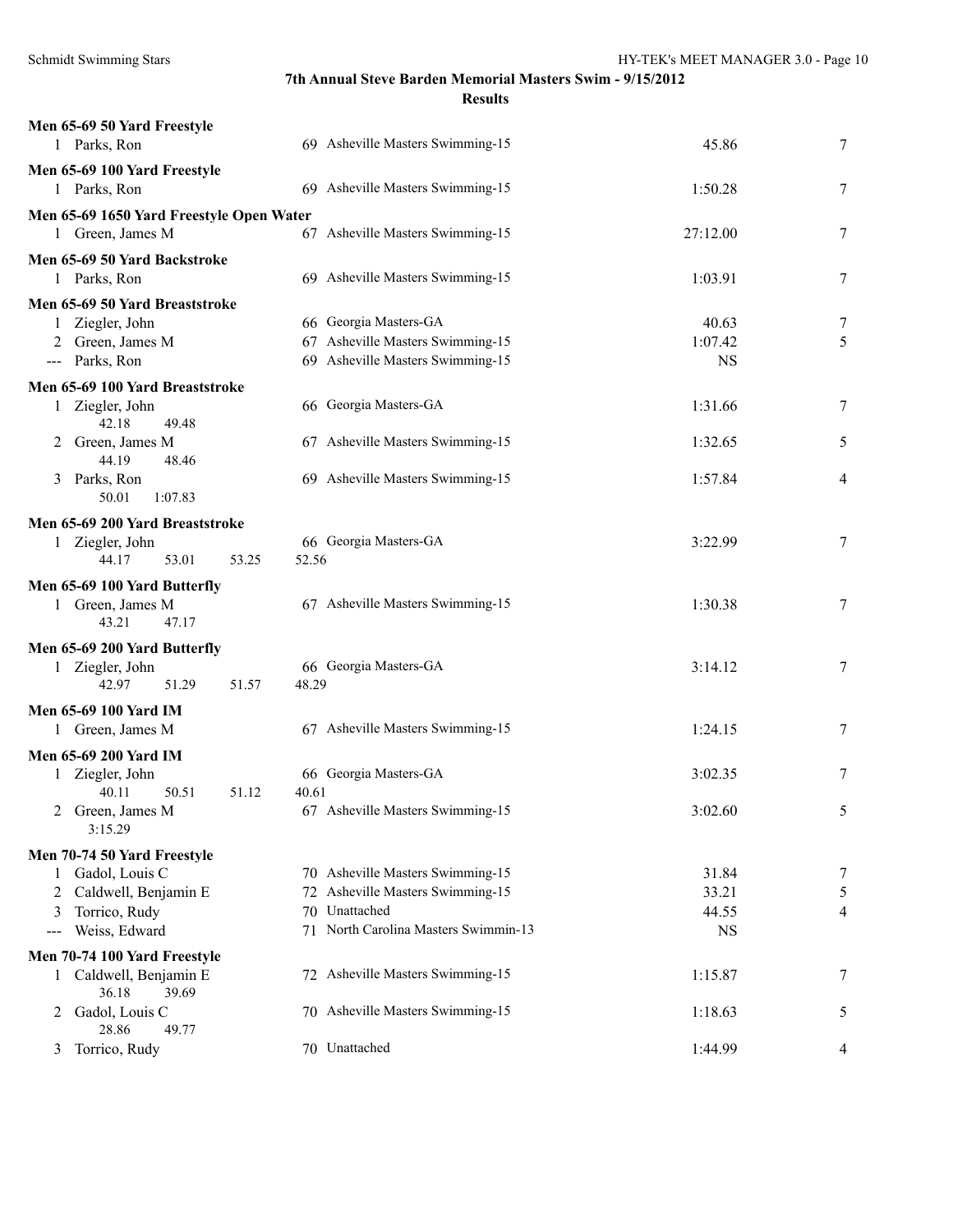# 7th Annual Steve Barden Memorial Masters Swim - 9/15/2012

## Results

**Men 65-69 50 Yard Freestyle**

| Place | Name | Age | Team | Time | Points |
|---|---|---|---|---|---|
| 1 | Parks, Ron | 69 | Asheville Masters Swimming-15 | 45.86 | 7 |

**Men 65-69 100 Yard Freestyle**

| Place | Name | Age | Team | Time | Points |
|---|---|---|---|---|---|
| 1 | Parks, Ron | 69 | Asheville Masters Swimming-15 | 1:50.28 | 7 |

**Men 65-69 1650 Yard Freestyle Open Water**

| Place | Name | Age | Team | Time | Points |
|---|---|---|---|---|---|
| 1 | Green, James M | 67 | Asheville Masters Swimming-15 | 27:12.00 | 7 |

**Men 65-69 50 Yard Backstroke**

| Place | Name | Age | Team | Time | Points |
|---|---|---|---|---|---|
| 1 | Parks, Ron | 69 | Asheville Masters Swimming-15 | 1:03.91 | 7 |

**Men 65-69 50 Yard Breaststroke**

| Place | Name | Age | Team | Time | Points |
|---|---|---|---|---|---|
| 1 | Ziegler, John | 66 | Georgia Masters-GA | 40.63 | 7 |
| 2 | Green, James M | 67 | Asheville Masters Swimming-15 | 1:07.42 | 5 |
| --- | Parks, Ron | 69 | Asheville Masters Swimming-15 | NS | |

**Men 65-69 100 Yard Breaststroke**

| Place | Name | Age | Team | Time | Points |
|---|---|---|---|---|---|
| 1 | Ziegler, John | 66 | Georgia Masters-GA | 1:31.66 | 7 |
| | 42.18 49.48 | | | | |
| 2 | Green, James M | 67 | Asheville Masters Swimming-15 | 1:32.65 | 5 |
| | 44.19 48.46 | | | | |
| 3 | Parks, Ron | 69 | Asheville Masters Swimming-15 | 1:57.84 | 4 |
| | 50.01 1:07.83 | | | | |

**Men 65-69 200 Yard Breaststroke**

| Place | Name | Age | Team | Time | Points |
|---|---|---|---|---|---|
| 1 | Ziegler, John | 66 | Georgia Masters-GA | 3:22.99 | 7 |
| | 44.17 53.01 53.25 52.56 | | | | |

**Men 65-69 100 Yard Butterfly**

| Place | Name | Age | Team | Time | Points |
|---|---|---|---|---|---|
| 1 | Green, James M | 67 | Asheville Masters Swimming-15 | 1:30.38 | 7 |
| | 43.21 47.17 | | | | |

**Men 65-69 200 Yard Butterfly**

| Place | Name | Age | Team | Time | Points |
|---|---|---|---|---|---|
| 1 | Ziegler, John | 66 | Georgia Masters-GA | 3:14.12 | 7 |
| | 42.97 51.29 51.57 48.29 | | | | |

**Men 65-69 100 Yard IM**

| Place | Name | Age | Team | Time | Points |
|---|---|---|---|---|---|
| 1 | Green, James M | 67 | Asheville Masters Swimming-15 | 1:24.15 | 7 |

**Men 65-69 200 Yard IM**

| Place | Name | Age | Team | Time | Points |
|---|---|---|---|---|---|
| 1 | Ziegler, John | 66 | Georgia Masters-GA | 3:02.35 | 7 |
| | 40.11 50.51 51.12 40.61 | | | | |
| 2 | Green, James M | 67 | Asheville Masters Swimming-15 | 3:02.60 | 5 |
| | 3:15.29 | | | | |

**Men 70-74 50 Yard Freestyle**

| Place | Name | Age | Team | Time | Points |
|---|---|---|---|---|---|
| 1 | Gadol, Louis C | 70 | Asheville Masters Swimming-15 | 31.84 | 7 |
| 2 | Caldwell, Benjamin E | 72 | Asheville Masters Swimming-15 | 33.21 | 5 |
| 3 | Torrico, Rudy | 70 | Unattached | 44.55 | 4 |
| --- | Weiss, Edward | 71 | North Carolina Masters Swimmin-13 | NS | |

**Men 70-74 100 Yard Freestyle**

| Place | Name | Age | Team | Time | Points |
|---|---|---|---|---|---|
| 1 | Caldwell, Benjamin E | 72 | Asheville Masters Swimming-15 | 1:15.87 | 7 |
| | 36.18 39.69 | | | | |
| 2 | Gadol, Louis C | 70 | Asheville Masters Swimming-15 | 1:18.63 | 5 |
| | 28.86 49.77 | | | | |
| 3 | Torrico, Rudy | 70 | Unattached | 1:44.99 | 4 |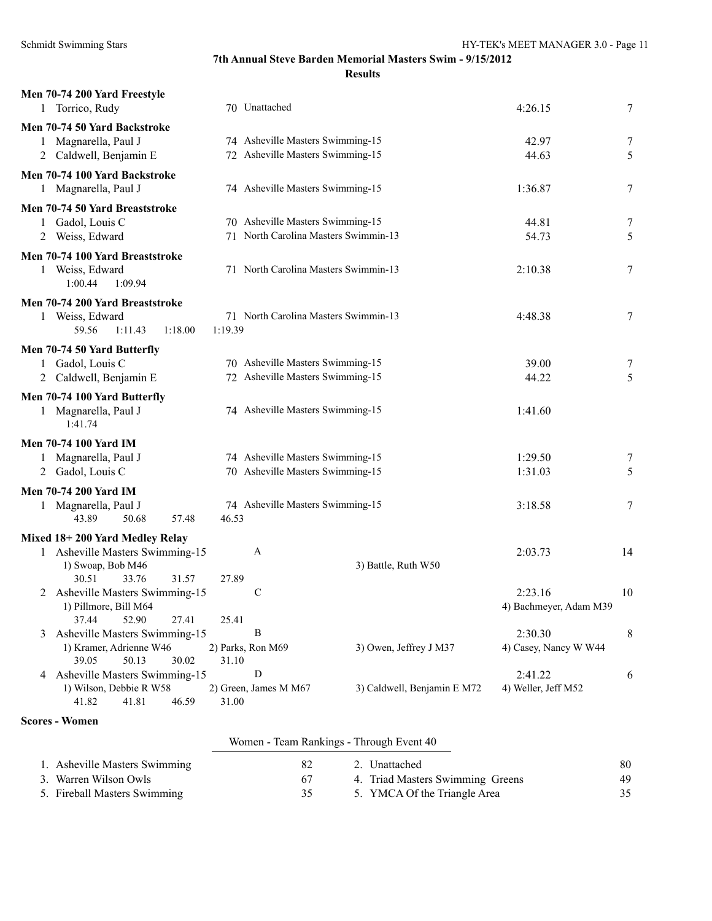# 7th Annual Steve Barden Memorial Masters Swim - 9/15/2012

## Results

**Men 70-74 200 Yard Freestyle**

| | Name | Age | Team | Time | Points |
|---|---|---|---|---|---|
| 1 | Torrico, Rudy | 70 | Unattached | 4:26.15 | 7 |

**Men 70-74 50 Yard Backstroke**

| | Name | Age | Team | Time | Points |
|---|---|---|---|---|---|
| 1 | Magnarella, Paul J | 74 | Asheville Masters Swimming-15 | 42.97 | 7 |
| 2 | Caldwell, Benjamin E | 72 | Asheville Masters Swimming-15 | 44.63 | 5 |

**Men 70-74 100 Yard Backstroke**

| | Name | Age | Team | Time | Points |
|---|---|---|---|---|---|
| 1 | Magnarella, Paul J | 74 | Asheville Masters Swimming-15 | 1:36.87 | 7 |

**Men 70-74 50 Yard Breaststroke**

| | Name | Age | Team | Time | Points |
|---|---|---|---|---|---|
| 1 | Gadol, Louis C | 70 | Asheville Masters Swimming-15 | 44.81 | 7 |
| 2 | Weiss, Edward | 71 | North Carolina Masters Swimmin-13 | 54.73 | 5 |

**Men 70-74 100 Yard Breaststroke**

| | Name | Age | Team | Time | Points |
|---|---|---|---|---|---|
| 1 | Weiss, Edward | 71 | North Carolina Masters Swimmin-13 | 2:10.38 | 7 |

1:00.44 1:09.94

**Men 70-74 200 Yard Breaststroke**

| | Name | Age | Team | Time | Points |
|---|---|---|---|---|---|
| 1 | Weiss, Edward | 71 | North Carolina Masters Swimmin-13 | 4:48.38 | 7 |

59.56 1:11.43 1:18.00 1:19.39

**Men 70-74 50 Yard Butterfly**

| | Name | Age | Team | Time | Points |
|---|---|---|---|---|---|
| 1 | Gadol, Louis C | 70 | Asheville Masters Swimming-15 | 39.00 | 7 |
| 2 | Caldwell, Benjamin E | 72 | Asheville Masters Swimming-15 | 44.22 | 5 |

**Men 70-74 100 Yard Butterfly**

| | Name | Age | Team | Time | Points |
|---|---|---|---|---|---|
| 1 | Magnarella, Paul J | 74 | Asheville Masters Swimming-15 | 1:41.60 | |

1:41.74

**Men 70-74 100 Yard IM**

| | Name | Age | Team | Time | Points |
|---|---|---|---|---|---|
| 1 | Magnarella, Paul J | 74 | Asheville Masters Swimming-15 | 1:29.50 | 7 |
| 2 | Gadol, Louis C | 70 | Asheville Masters Swimming-15 | 1:31.03 | 5 |

**Men 70-74 200 Yard IM**

| | Name | Age | Team | Time | Points |
|---|---|---|---|---|---|
| 1 | Magnarella, Paul J | 74 | Asheville Masters Swimming-15 | 3:18.58 | 7 |

43.89 50.68 57.48 46.53

**Mixed 18+ 200 Yard Medley Relay**

1. Asheville Masters Swimming-15 — A — 2:03.73 — 14
   1) Swoap, Bob M46 &nbsp; 3) Battle, Ruth W50
   30.51 33.76 31.57 27.89
2. Asheville Masters Swimming-15 — C — 2:23.16 — 10
   1) Pillmore, Bill M64 &nbsp; 4) Bachmeyer, Adam M39
   37.44 52.90 27.41 25.41
3. Asheville Masters Swimming-15 — B — 2:30.30 — 8
   1) Kramer, Adrienne W46 &nbsp; 2) Parks, Ron M69 &nbsp; 3) Owen, Jeffrey J M37 &nbsp; 4) Casey, Nancy W W44
   39.05 50.13 30.02 31.10
4. Asheville Masters Swimming-15 — D — 2:41.22 — 6
   1) Wilson, Debbie R W58 &nbsp; 2) Green, James M M67 &nbsp; 3) Caldwell, Benjamin E M72 &nbsp; 4) Weller, Jeff M52
   41.82 41.81 46.59 31.00

**Scores - Women**

Women - Team Rankings - Through Event 40

| Rank | Team | Points | Rank | Team | Points |
|---|---|---|---|---|---|
| 1. | Asheville Masters Swimming | 82 | 2. | Unattached | 80 |
| 3. | Warren Wilson Owls | 67 | 4. | Triad Masters Swimming Greens | 49 |
| 5. | Fireball Masters Swimming | 35 | 5. | YMCA Of the Triangle Area | 35 |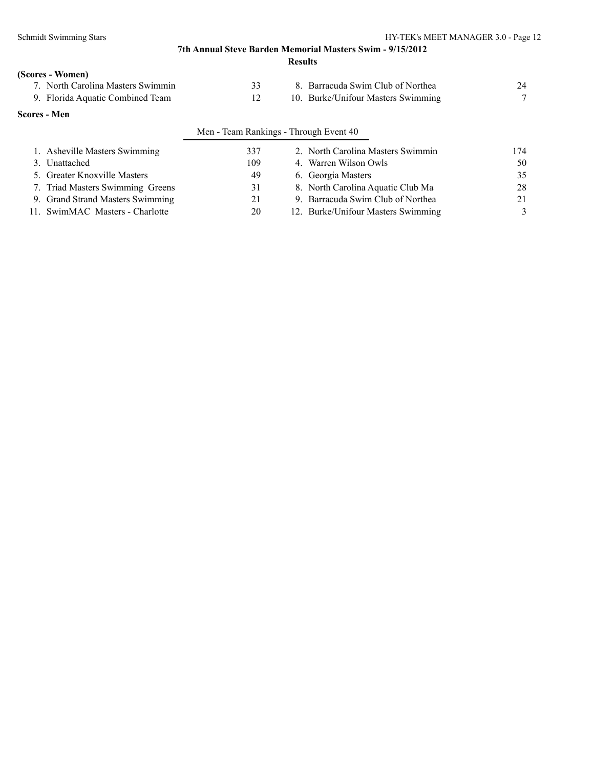**(Scores - Women)**

| | | | |
|---|---|---|---|
| 7. North Carolina Masters Swimmin | 33 | 8. Barracuda Swim Club of Northea | 24 |
| 9. Florida Aquatic Combined Team | 12 | 10. Burke/Unifour Masters Swimming | 7 |

**Scores - Men**

Men - Team Rankings - Through Event 40

| | | | |
|---|---|---|---|
| 1. Asheville Masters Swimming | 337 | 2. North Carolina Masters Swimmin | 174 |
| 3. Unattached | 109 | 4. Warren Wilson Owls | 50 |
| 5. Greater Knoxville Masters | 49 | 6. Georgia Masters | 35 |
| 7. Triad Masters Swimming Greens | 31 | 8. North Carolina Aquatic Club Ma | 28 |
| 9. Grand Strand Masters Swimming | 21 | 9. Barracuda Swim Club of Northea | 21 |
| 11. SwimMAC Masters - Charlotte | 20 | 12. Burke/Unifour Masters Swimming | 3 |